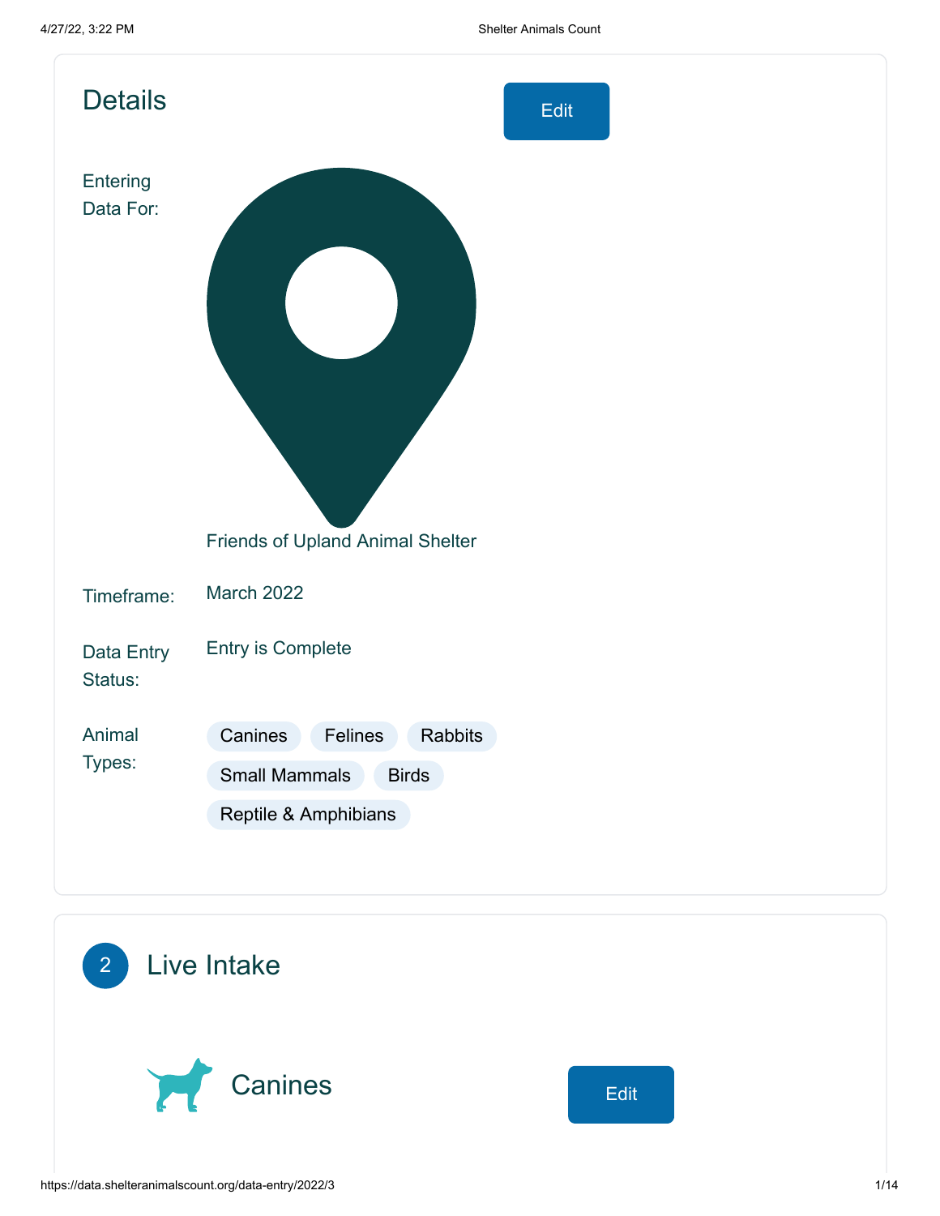## Details

Edit

Entering Data For: Friends of Upland Animal Shelter

Timeframe: March 2022

Data Entry Status: Entry is Complete

Animal Types: Canines, Felines, Rabbits, Small Mammals, Birds, Reptile & Amphibians

## 2 Live Intake

### Canines

Edit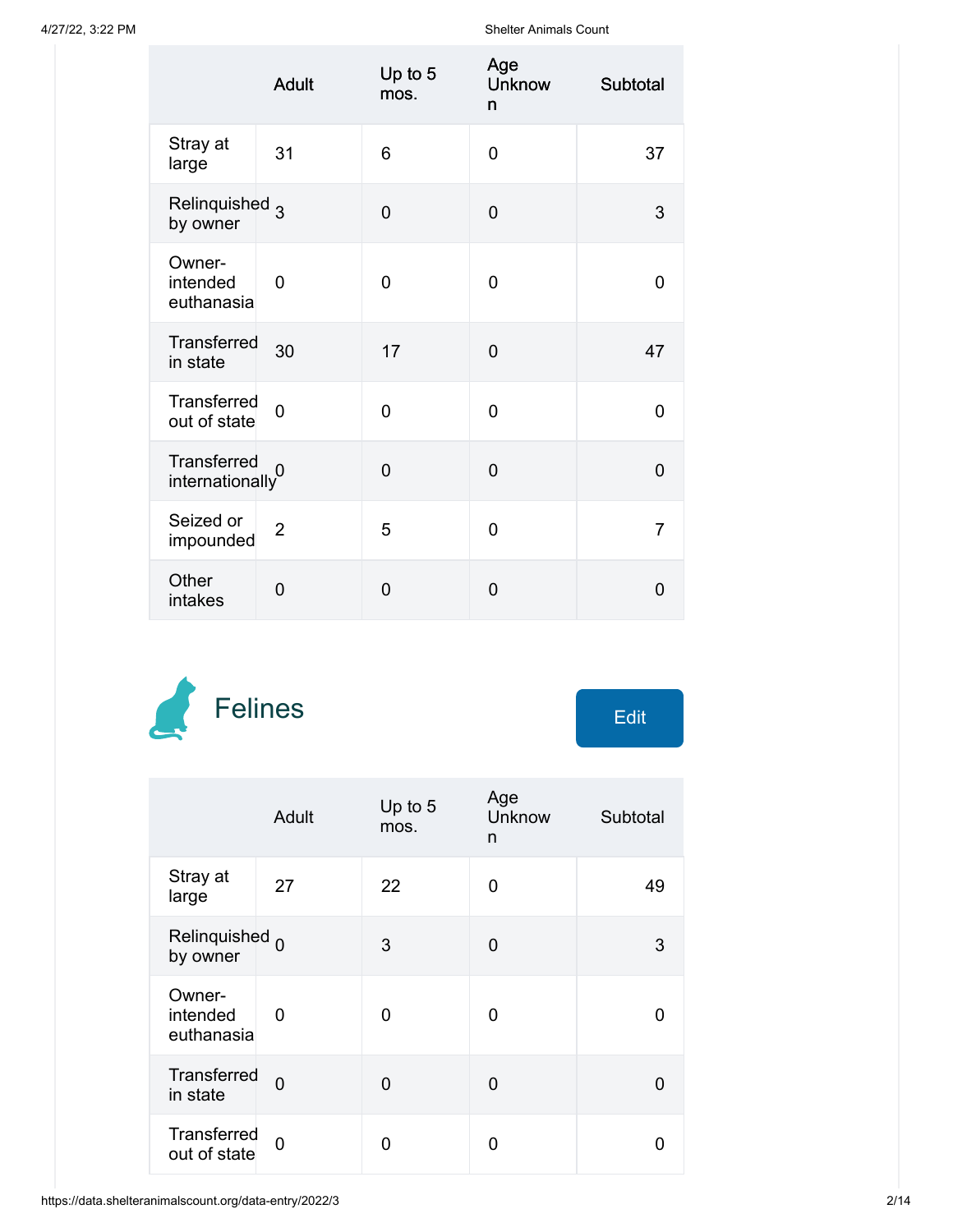| | Adult | Up to 5 mos. | Age Unknown | Subtotal |
|---|---|---|---|---|
| Stray at large | 31 | 6 | 0 | 37 |
| Relinquished by owner | 3 | 0 | 0 | 3 |
| Owner-intended euthanasia | 0 | 0 | 0 | 0 |
| Transferred in state | 30 | 17 | 0 | 47 |
| Transferred out of state | 0 | 0 | 0 | 0 |
| Transferred internationally | 0 | 0 | 0 | 0 |
| Seized or impounded | 2 | 5 | 0 | 7 |
| Other intakes | 0 | 0 | 0 | 0 |

## Felines

Edit

| | Adult | Up to 5 mos. | Age Unknown | Subtotal |
|---|---|---|---|---|
| Stray at large | 27 | 22 | 0 | 49 |
| Relinquished by owner | 0 | 3 | 0 | 3 |
| Owner-intended euthanasia | 0 | 0 | 0 | 0 |
| Transferred in state | 0 | 0 | 0 | 0 |
| Transferred out of state | 0 | 0 | 0 | 0 |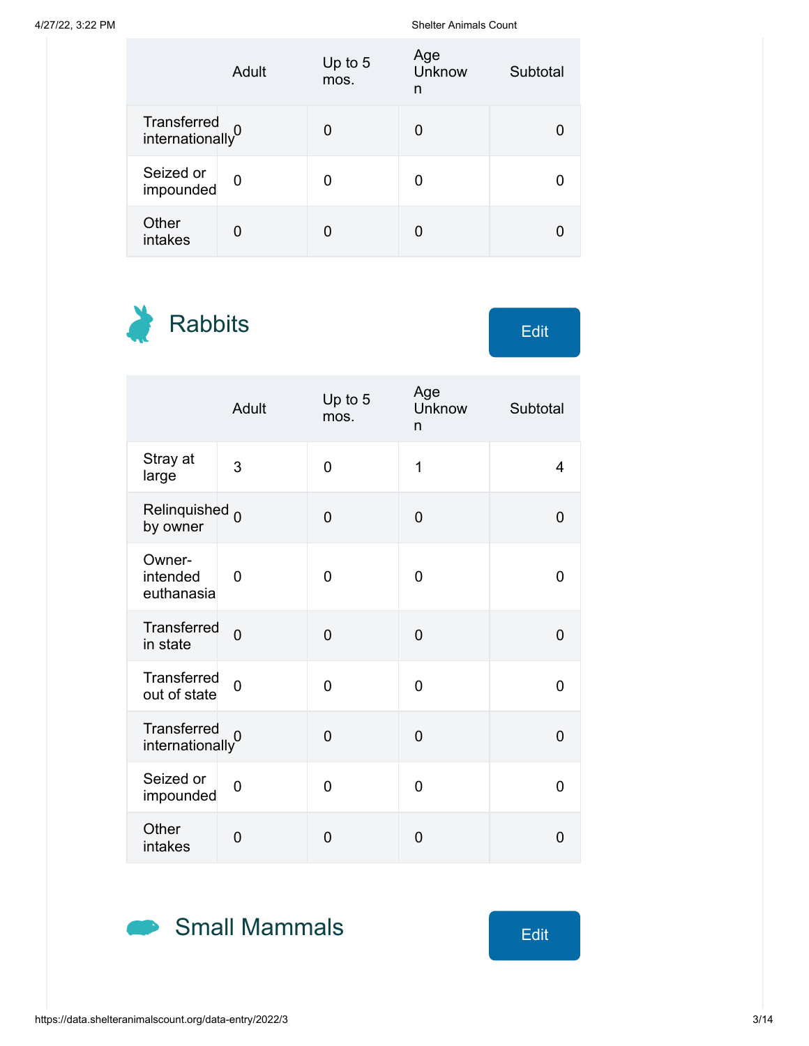| | Adult | Up to 5 mos. | Age Unknown | Subtotal |
|---|---|---|---|---|
| Transferred internationally | 0 | 0 | 0 | 0 |
| Seized or impounded | 0 | 0 | 0 | 0 |
| Other intakes | 0 | 0 | 0 | 0 |

## Rabbits

Edit

| | Adult | Up to 5 mos. | Age Unknown | Subtotal |
|---|---|---|---|---|
| Stray at large | 3 | 0 | 1 | 4 |
| Relinquished by owner | 0 | 0 | 0 | 0 |
| Owner-intended euthanasia | 0 | 0 | 0 | 0 |
| Transferred in state | 0 | 0 | 0 | 0 |
| Transferred out of state | 0 | 0 | 0 | 0 |
| Transferred internationally | 0 | 0 | 0 | 0 |
| Seized or impounded | 0 | 0 | 0 | 0 |
| Other intakes | 0 | 0 | 0 | 0 |

## Small Mammals

Edit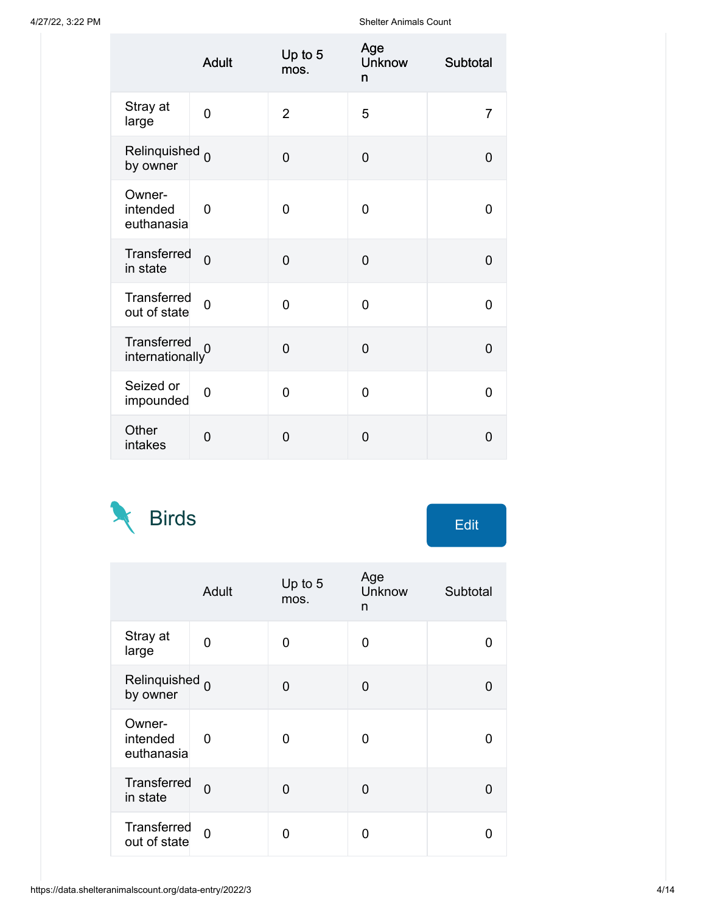| | Adult | Up to 5 mos. | Age Unknown | Subtotal |
|---|---|---|---|---|
| Stray at large | 0 | 2 | 5 | 7 |
| Relinquished by owner | 0 | 0 | 0 | 0 |
| Owner-intended euthanasia | 0 | 0 | 0 | 0 |
| Transferred in state | 0 | 0 | 0 | 0 |
| Transferred out of state | 0 | 0 | 0 | 0 |
| Transferred internationally | 0 | 0 | 0 | 0 |
| Seized or impounded | 0 | 0 | 0 | 0 |
| Other intakes | 0 | 0 | 0 | 0 |

## Birds

Edit

| | Adult | Up to 5 mos. | Age Unknown | Subtotal |
|---|---|---|---|---|
| Stray at large | 0 | 0 | 0 | 0 |
| Relinquished by owner | 0 | 0 | 0 | 0 |
| Owner-intended euthanasia | 0 | 0 | 0 | 0 |
| Transferred in state | 0 | 0 | 0 | 0 |
| Transferred out of state | 0 | 0 | 0 | 0 |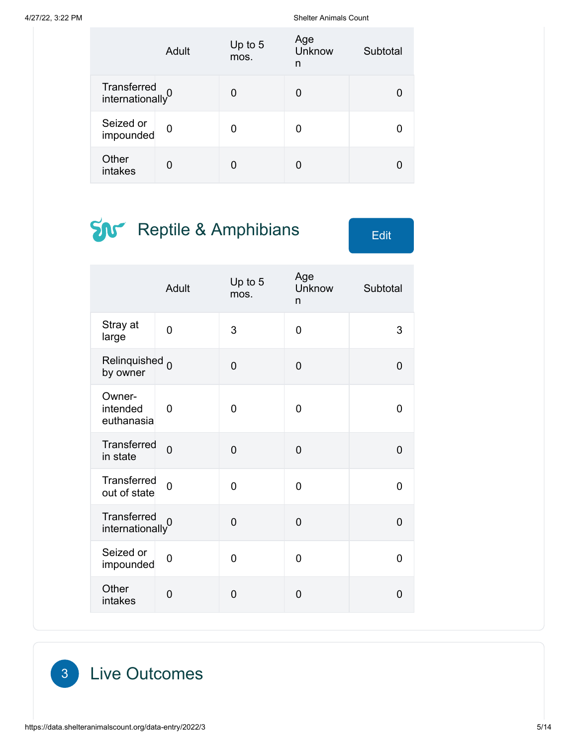| | Adult | Up to 5 mos. | Age Unknown | Subtotal |
|---|---|---|---|---|
| Transferred internationally | 0 | 0 | 0 | 0 |
| Seized or impounded | 0 | 0 | 0 | 0 |
| Other intakes | 0 | 0 | 0 | 0 |

## Reptile & Amphibians

Edit

| | Adult | Up to 5 mos. | Age Unknown | Subtotal |
|---|---|---|---|---|
| Stray at large | 0 | 3 | 0 | 3 |
| Relinquished by owner | 0 | 0 | 0 | 0 |
| Owner-intended euthanasia | 0 | 0 | 0 | 0 |
| Transferred in state | 0 | 0 | 0 | 0 |
| Transferred out of state | 0 | 0 | 0 | 0 |
| Transferred internationally | 0 | 0 | 0 | 0 |
| Seized or impounded | 0 | 0 | 0 | 0 |
| Other intakes | 0 | 0 | 0 | 0 |

## 3 Live Outcomes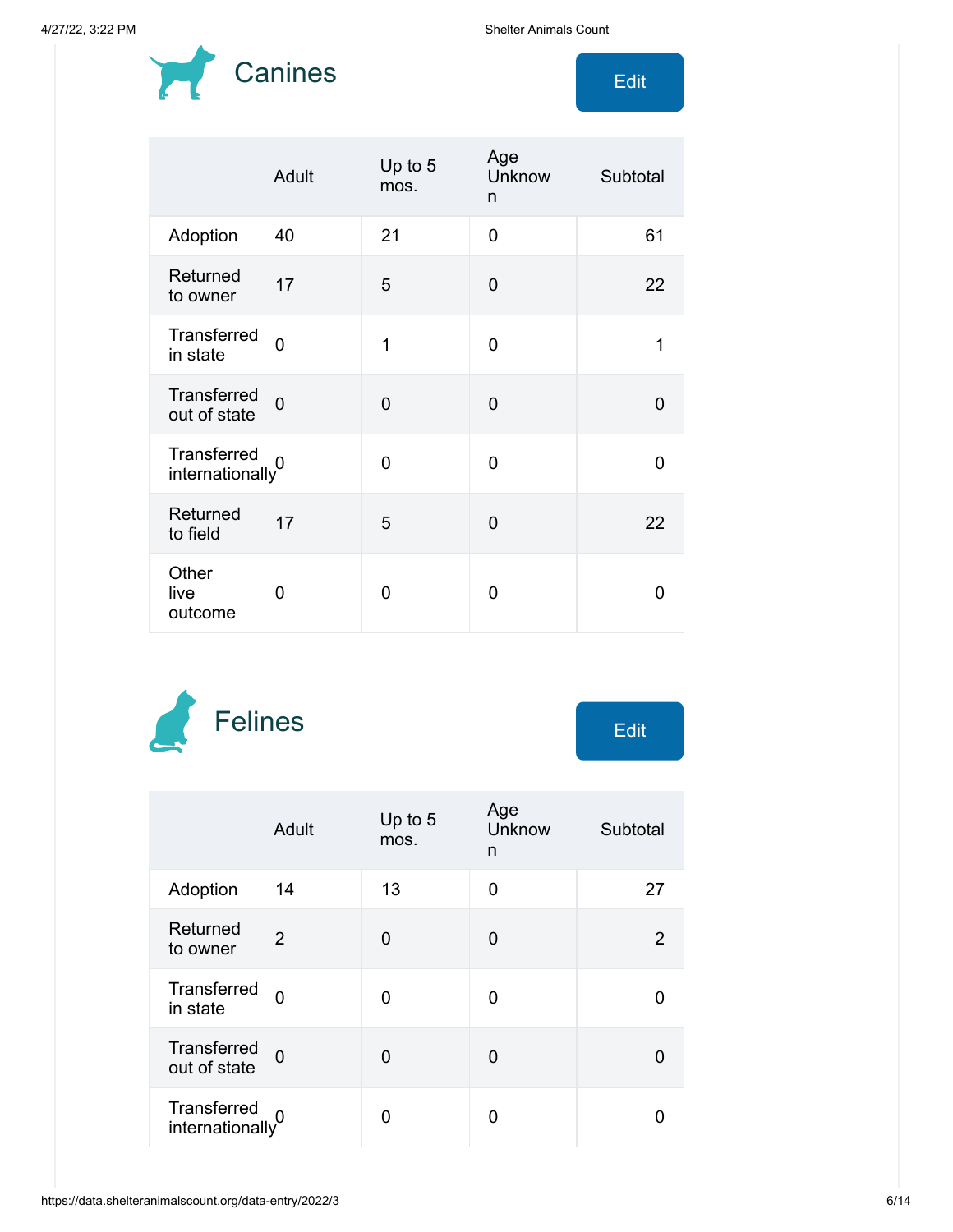## Canines

Edit

| | Adult | Up to 5 mos. | Age Unknown | Subtotal |
|---|---|---|---|---|
| Adoption | 40 | 21 | 0 | 61 |
| Returned to owner | 17 | 5 | 0 | 22 |
| Transferred in state | 0 | 1 | 0 | 1 |
| Transferred out of state | 0 | 0 | 0 | 0 |
| Transferred internationally | 0 | 0 | 0 | 0 |
| Returned to field | 17 | 5 | 0 | 22 |
| Other live outcome | 0 | 0 | 0 | 0 |

## Felines

Edit

| | Adult | Up to 5 mos. | Age Unknown | Subtotal |
|---|---|---|---|---|
| Adoption | 14 | 13 | 0 | 27 |
| Returned to owner | 2 | 0 | 0 | 2 |
| Transferred in state | 0 | 0 | 0 | 0 |
| Transferred out of state | 0 | 0 | 0 | 0 |
| Transferred internationally | 0 | 0 | 0 | 0 |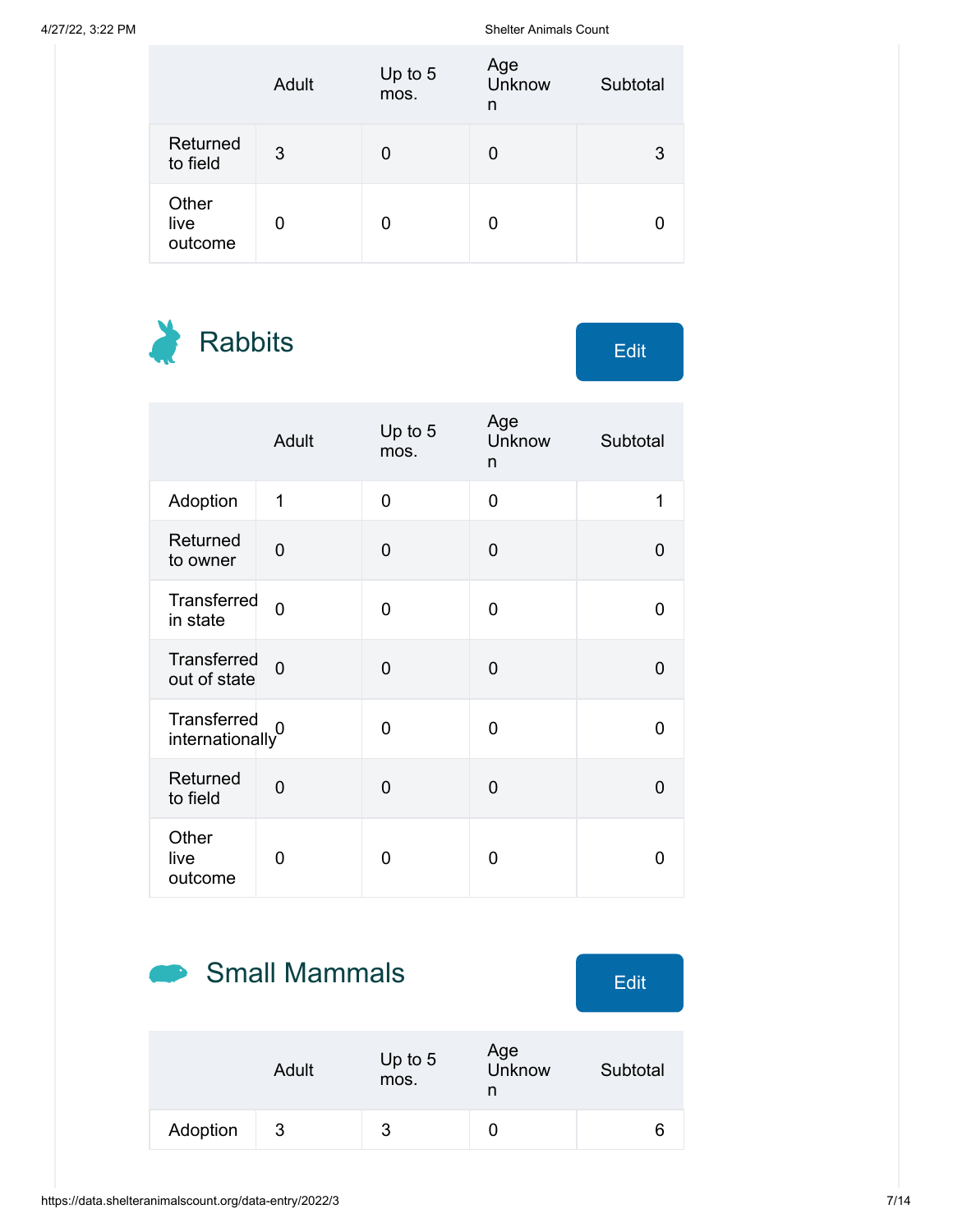| | Adult | Up to 5 mos. | Age Unknown | Subtotal |
|---|---|---|---|---|
| Returned to field | 3 | 0 | 0 | 3 |
| Other live outcome | 0 | 0 | 0 | 0 |

## Rabbits

Edit

| | Adult | Up to 5 mos. | Age Unknown | Subtotal |
|---|---|---|---|---|
| Adoption | 1 | 0 | 0 | 1 |
| Returned to owner | 0 | 0 | 0 | 0 |
| Transferred in state | 0 | 0 | 0 | 0 |
| Transferred out of state | 0 | 0 | 0 | 0 |
| Transferred internationally | 0 | 0 | 0 | 0 |
| Returned to field | 0 | 0 | 0 | 0 |
| Other live outcome | 0 | 0 | 0 | 0 |

## Small Mammals

Edit

| | Adult | Up to 5 mos. | Age Unknown | Subtotal |
|---|---|---|---|---|
| Adoption | 3 | 3 | 0 | 6 |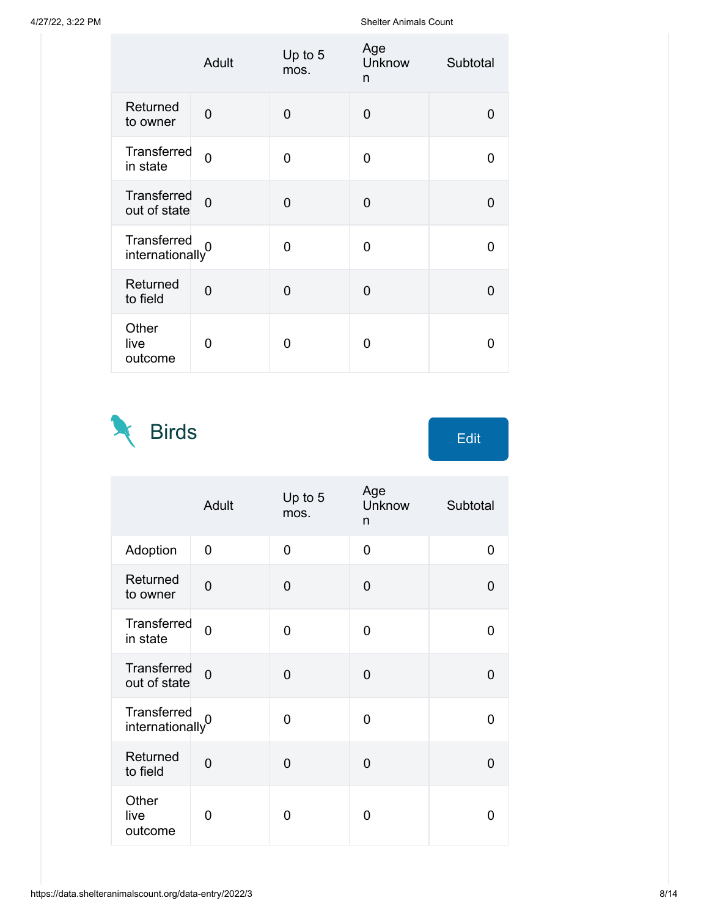| | Adult | Up to 5 mos. | Age Unknown | Subtotal |
|---|---|---|---|---|
| Returned to owner | 0 | 0 | 0 | 0 |
| Transferred in state | 0 | 0 | 0 | 0 |
| Transferred out of state | 0 | 0 | 0 | 0 |
| Transferred internationally | 0 | 0 | 0 | 0 |
| Returned to field | 0 | 0 | 0 | 0 |
| Other live outcome | 0 | 0 | 0 | 0 |

## Birds

Edit

| | Adult | Up to 5 mos. | Age Unknown | Subtotal |
|---|---|---|---|---|
| Adoption | 0 | 0 | 0 | 0 |
| Returned to owner | 0 | 0 | 0 | 0 |
| Transferred in state | 0 | 0 | 0 | 0 |
| Transferred out of state | 0 | 0 | 0 | 0 |
| Transferred internationally | 0 | 0 | 0 | 0 |
| Returned to field | 0 | 0 | 0 | 0 |
| Other live outcome | 0 | 0 | 0 | 0 |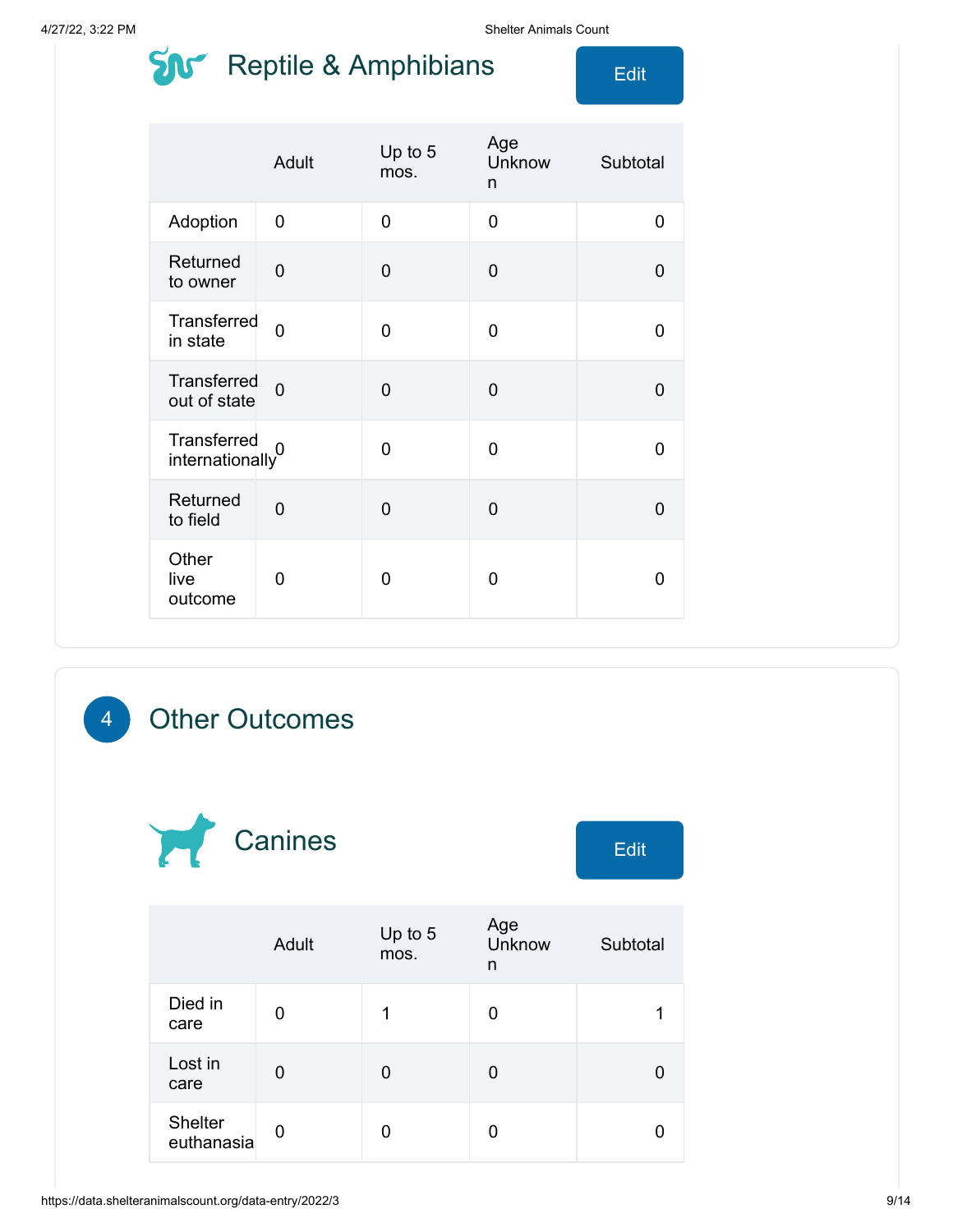## Reptile & Amphibians

Edit

| | Adult | Up to 5 mos. | Age Unknown | Subtotal |
|---|---|---|---|---|
| Adoption | 0 | 0 | 0 | 0 |
| Returned to owner | 0 | 0 | 0 | 0 |
| Transferred in state | 0 | 0 | 0 | 0 |
| Transferred out of state | 0 | 0 | 0 | 0 |
| Transferred internationally | 0 | 0 | 0 | 0 |
| Returned to field | 0 | 0 | 0 | 0 |
| Other live outcome | 0 | 0 | 0 | 0 |

# 4 Other Outcomes

## Canines

Edit

| | Adult | Up to 5 mos. | Age Unknown | Subtotal |
|---|---|---|---|---|
| Died in care | 0 | 1 | 0 | 1 |
| Lost in care | 0 | 0 | 0 | 0 |
| Shelter euthanasia | 0 | 0 | 0 | 0 |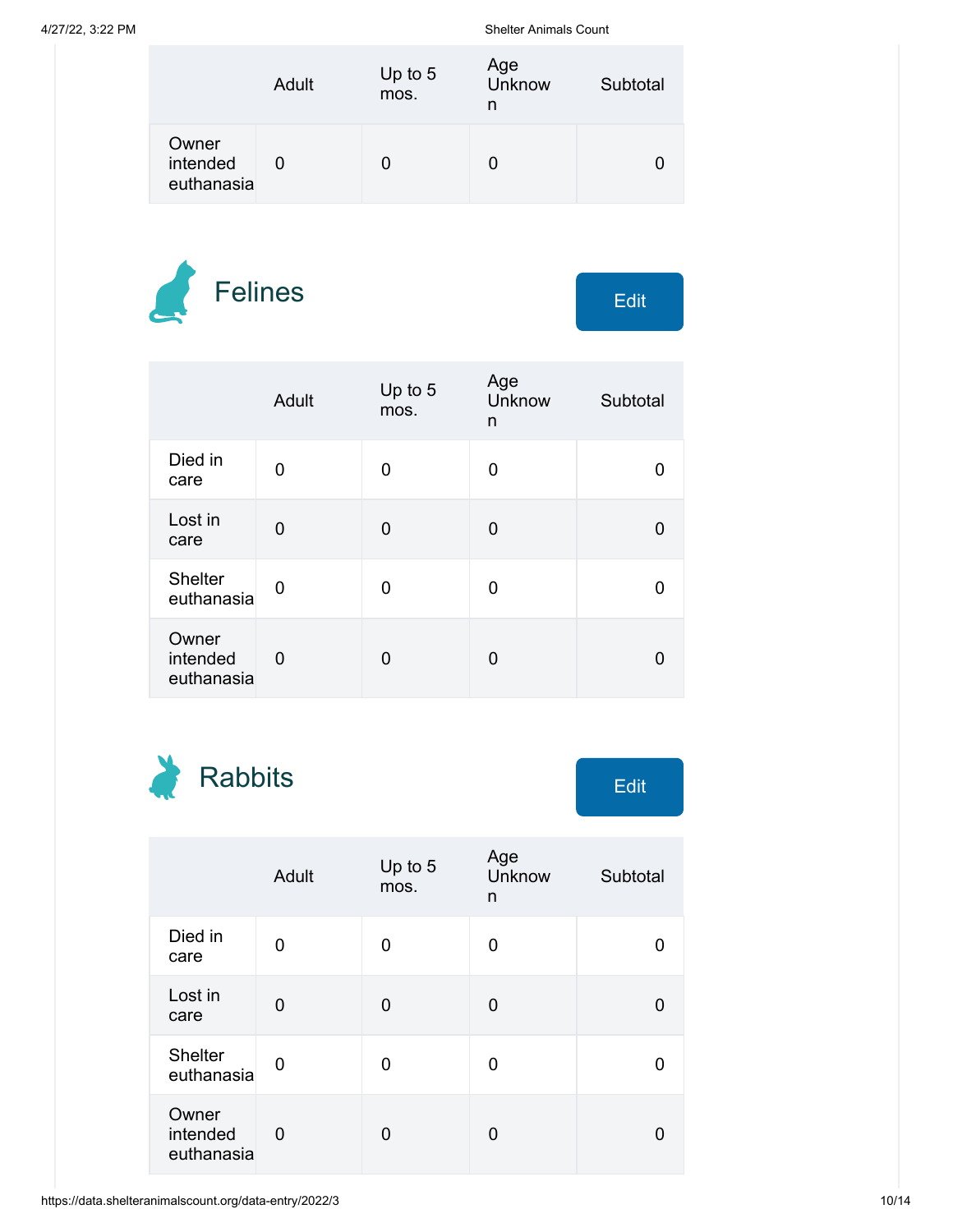| | Adult | Up to 5 mos. | Age Unknown | Subtotal |
|---|---|---|---|---|
| Owner intended euthanasia | 0 | 0 | 0 | 0 |

## Felines

Edit

| | Adult | Up to 5 mos. | Age Unknown | Subtotal |
|---|---|---|---|---|
| Died in care | 0 | 0 | 0 | 0 |
| Lost in care | 0 | 0 | 0 | 0 |
| Shelter euthanasia | 0 | 0 | 0 | 0 |
| Owner intended euthanasia | 0 | 0 | 0 | 0 |

## Rabbits

Edit

| | Adult | Up to 5 mos. | Age Unknown | Subtotal |
|---|---|---|---|---|
| Died in care | 0 | 0 | 0 | 0 |
| Lost in care | 0 | 0 | 0 | 0 |
| Shelter euthanasia | 0 | 0 | 0 | 0 |
| Owner intended euthanasia | 0 | 0 | 0 | 0 |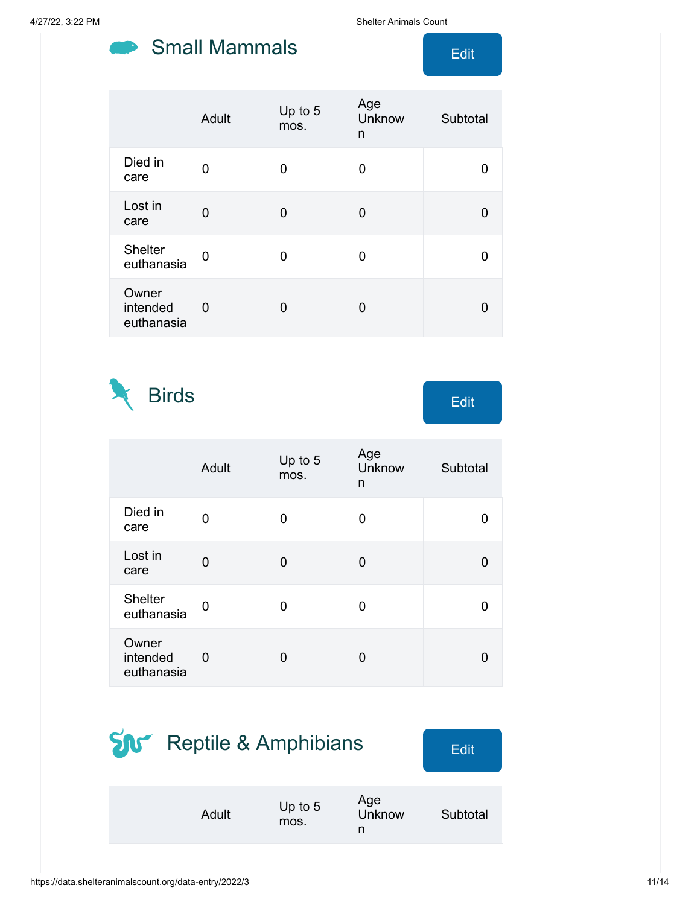## Small Mammals

Edit

| | Adult | Up to 5 mos. | Age Unknown | Subtotal |
|---|---|---|---|---|
| Died in care | 0 | 0 | 0 | 0 |
| Lost in care | 0 | 0 | 0 | 0 |
| Shelter euthanasia | 0 | 0 | 0 | 0 |
| Owner intended euthanasia | 0 | 0 | 0 | 0 |

## Birds

Edit

| | Adult | Up to 5 mos. | Age Unknown | Subtotal |
|---|---|---|---|---|
| Died in care | 0 | 0 | 0 | 0 |
| Lost in care | 0 | 0 | 0 | 0 |
| Shelter euthanasia | 0 | 0 | 0 | 0 |
| Owner intended euthanasia | 0 | 0 | 0 | 0 |

## Reptile & Amphibians

Edit

| | Adult | Up to 5 mos. | Age Unknown | Subtotal |
|---|---|---|---|---|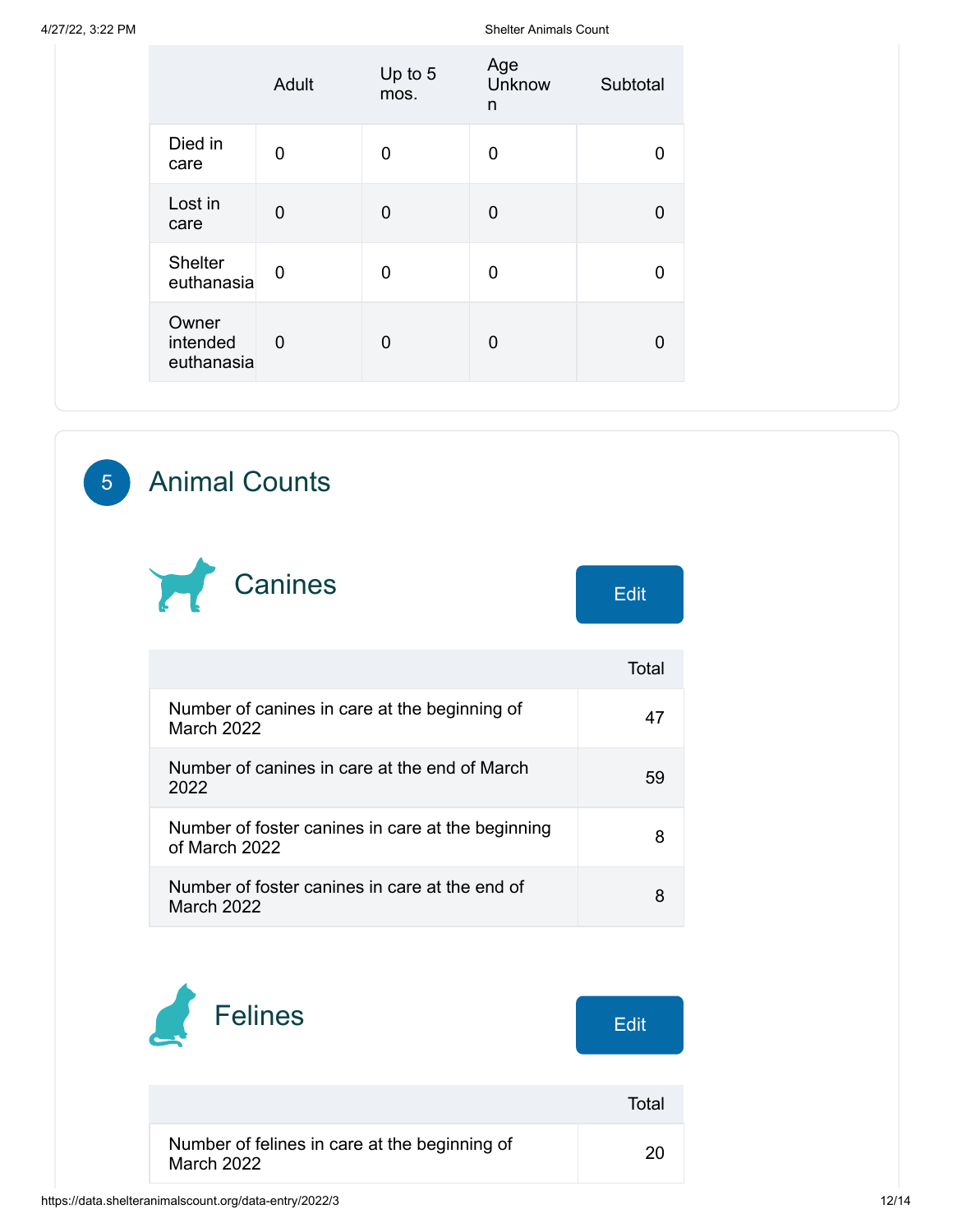| | Adult | Up to 5 mos. | Age Unknown | Subtotal |
|---|---|---|---|---|
| Died in care | 0 | 0 | 0 | 0 |
| Lost in care | 0 | 0 | 0 | 0 |
| Shelter euthanasia | 0 | 0 | 0 | 0 |
| Owner intended euthanasia | 0 | 0 | 0 | 0 |

## 5 Animal Counts

### Canines

Edit

| | Total |
|---|---|
| Number of canines in care at the beginning of March 2022 | 47 |
| Number of canines in care at the end of March 2022 | 59 |
| Number of foster canines in care at the beginning of March 2022 | 8 |
| Number of foster canines in care at the end of March 2022 | 8 |

### Felines

Edit

| | Total |
|---|---|
| Number of felines in care at the beginning of March 2022 | 20 |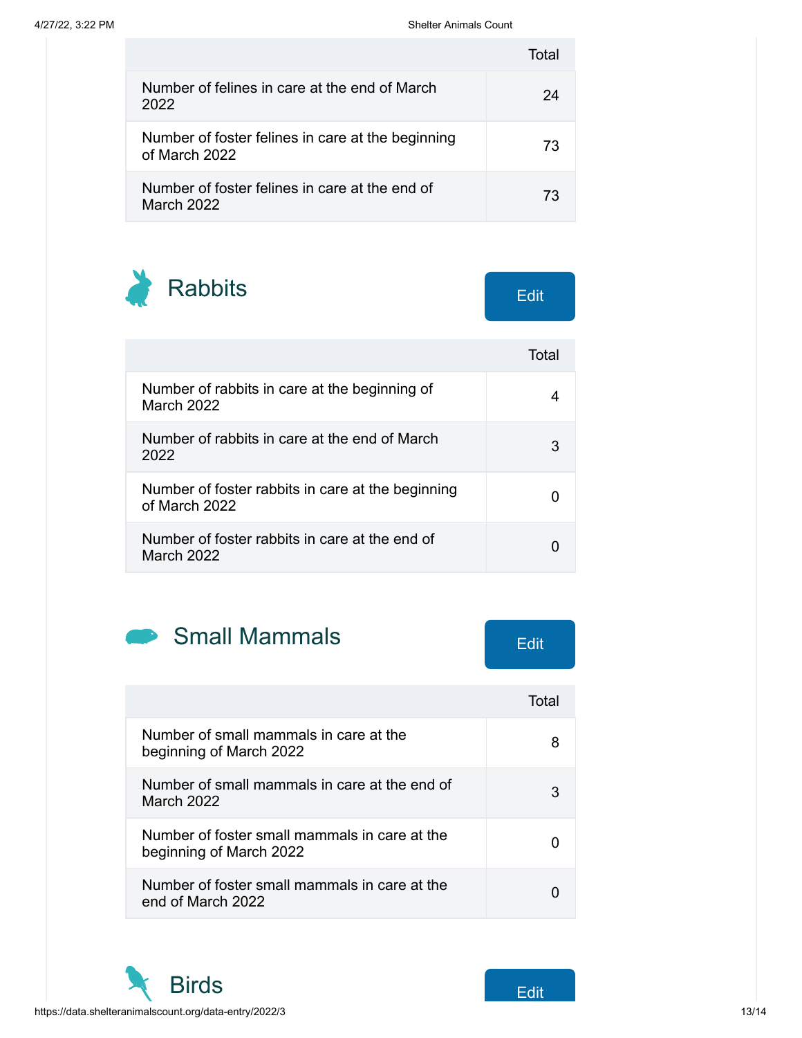| | Total |
|---|---|
| Number of felines in care at the end of March 2022 | 24 |
| Number of foster felines in care at the beginning of March 2022 | 73 |
| Number of foster felines in care at the end of March 2022 | 73 |

## Rabbits

Edit

| | Total |
|---|---|
| Number of rabbits in care at the beginning of March 2022 | 4 |
| Number of rabbits in care at the end of March 2022 | 3 |
| Number of foster rabbits in care at the beginning of March 2022 | 0 |
| Number of foster rabbits in care at the end of March 2022 | 0 |

## Small Mammals

Edit

| | Total |
|---|---|
| Number of small mammals in care at the beginning of March 2022 | 8 |
| Number of small mammals in care at the end of March 2022 | 3 |
| Number of foster small mammals in care at the beginning of March 2022 | 0 |
| Number of foster small mammals in care at the end of March 2022 | 0 |

## Birds

Edit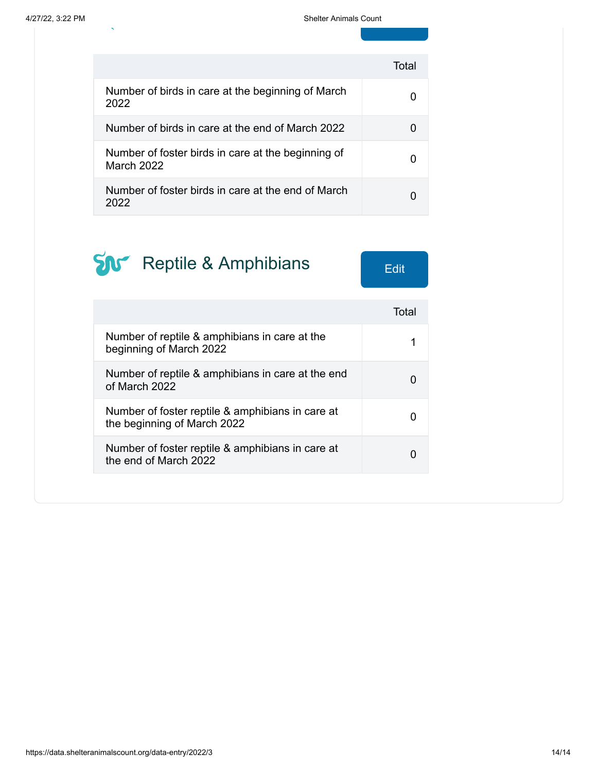| | Total |
|---|---|
| Number of birds in care at the beginning of March 2022 | 0 |
| Number of birds in care at the end of March 2022 | 0 |
| Number of foster birds in care at the beginning of March 2022 | 0 |
| Number of foster birds in care at the end of March 2022 | 0 |

## Reptile & Amphibians

Edit

| | Total |
|---|---|
| Number of reptile & amphibians in care at the beginning of March 2022 | 1 |
| Number of reptile & amphibians in care at the end of March 2022 | 0 |
| Number of foster reptile & amphibians in care at the beginning of March 2022 | 0 |
| Number of foster reptile & amphibians in care at the end of March 2022 | 0 |